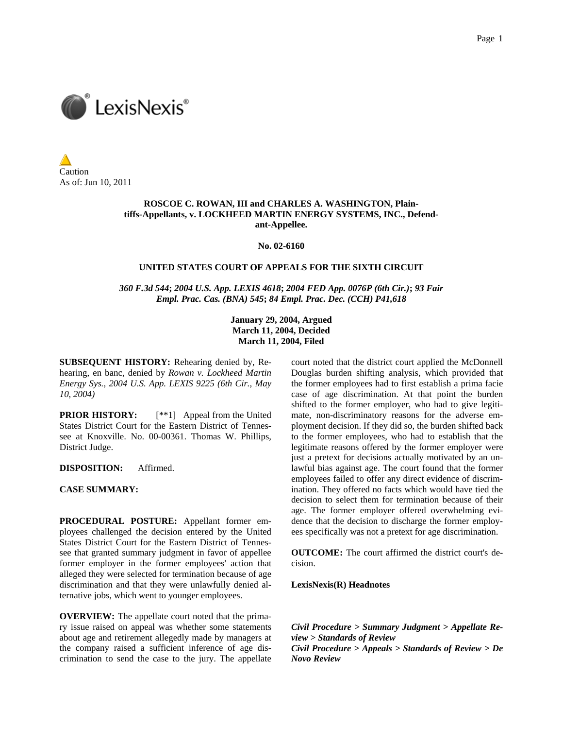Caution
As of: Jun 10, 2011

**ROSCOE C. ROWAN, III and CHARLES A. WASHINGTON, Plaintiffs-Appellants, v. LOCKHEED MARTIN ENERGY SYSTEMS, INC., Defendant-Appellee.**

**No. 02-6160**

**UNITED STATES COURT OF APPEALS FOR THE SIXTH CIRCUIT**

***360 F.3d 544*; *2004 U.S. App. LEXIS 4618*; *2004 FED App. 0076P (6th Cir.)*; *93 Fair Empl. Prac. Cas. (BNA) 545*; *84 Empl. Prac. Dec. (CCH) P41,618***

**January 29, 2004, Argued**
**March 11, 2004, Decided**
**March 11, 2004, Filed**

**SUBSEQUENT HISTORY:** Rehearing denied by, Rehearing, en banc, denied by *Rowan v. Lockheed Martin Energy Sys., 2004 U.S. App. LEXIS 9225 (6th Cir., May 10, 2004)*

**PRIOR HISTORY:** [**1] Appeal from the United States District Court for the Eastern District of Tennessee at Knoxville. No. 00-00361. Thomas W. Phillips, District Judge.

**DISPOSITION:** Affirmed.

**CASE SUMMARY:**

**PROCEDURAL POSTURE:** Appellant former employees challenged the decision entered by the United States District Court for the Eastern District of Tennessee that granted summary judgment in favor of appellee former employer in the former employees' action that alleged they were selected for termination because of age discrimination and that they were unlawfully denied alternative jobs, which went to younger employees.

**OVERVIEW:** The appellate court noted that the primary issue raised on appeal was whether some statements about age and retirement allegedly made by managers at the company raised a sufficient inference of age discrimination to send the case to the jury. The appellate court noted that the district court applied the McDonnell Douglas burden shifting analysis, which provided that the former employees had to first establish a prima facie case of age discrimination. At that point the burden shifted to the former employer, who had to give legitimate, non-discriminatory reasons for the adverse employment decision. If they did so, the burden shifted back to the former employees, who had to establish that the legitimate reasons offered by the former employer were just a pretext for decisions actually motivated by an unlawful bias against age. The court found that the former employees failed to offer any direct evidence of discrimination. They offered no facts which would have tied the decision to select them for termination because of their age. The former employer offered overwhelming evidence that the decision to discharge the former employees specifically was not a pretext for age discrimination.

**OUTCOME:** The court affirmed the district court's decision.

**LexisNexis(R) Headnotes**

***Civil Procedure > Summary Judgment > Appellate Review > Standards of Review***
***Civil Procedure > Appeals > Standards of Review > De Novo Review***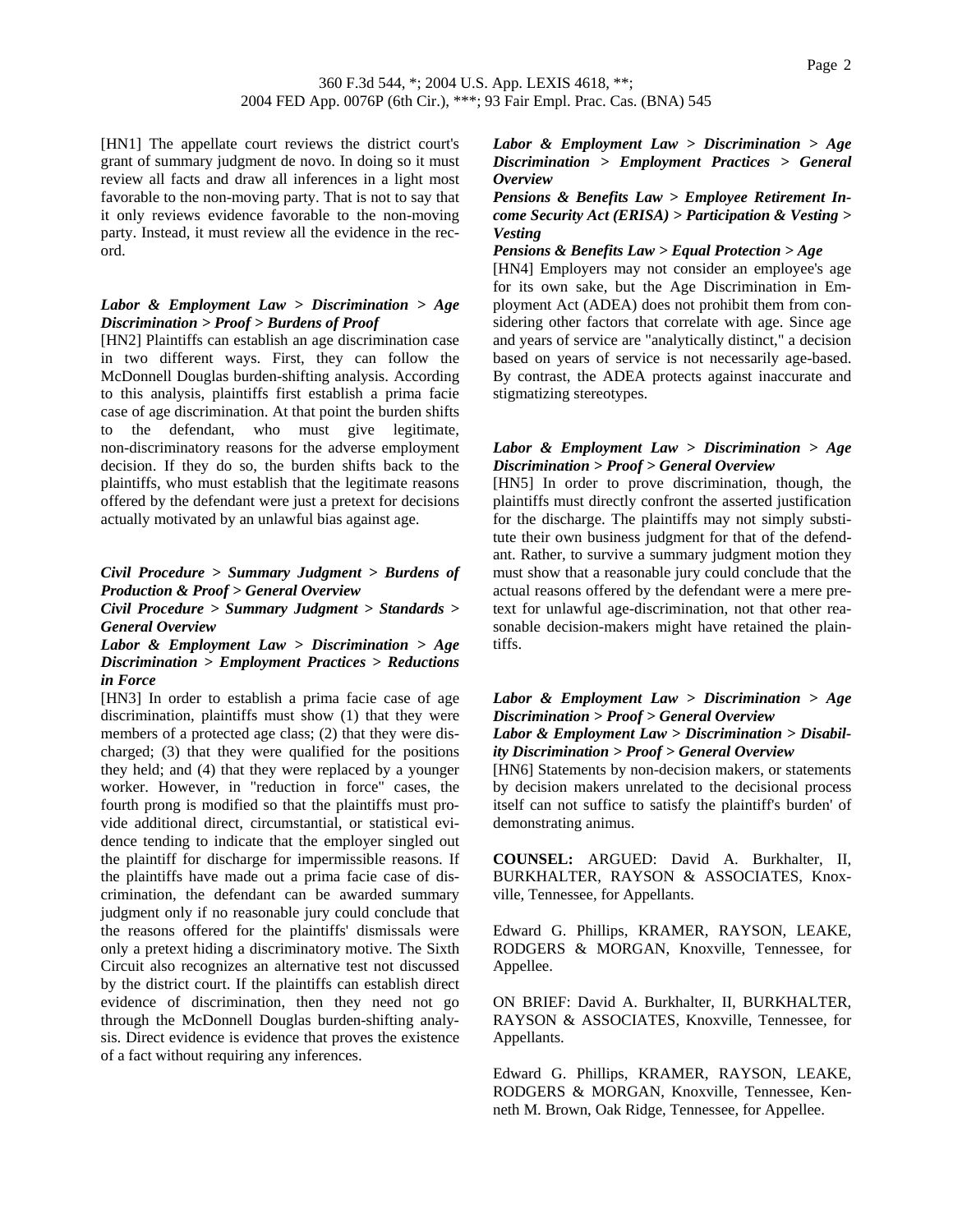[HN1] The appellate court reviews the district court's grant of summary judgment de novo. In doing so it must review all facts and draw all inferences in a light most favorable to the non-moving party. That is not to say that it only reviews evidence favorable to the non-moving party. Instead, it must review all the evidence in the record.

***Labor & Employment Law > Discrimination > Age Discrimination > Proof > Burdens of Proof***

[HN2] Plaintiffs can establish an age discrimination case in two different ways. First, they can follow the McDonnell Douglas burden-shifting analysis. According to this analysis, plaintiffs first establish a prima facie case of age discrimination. At that point the burden shifts to the defendant, who must give legitimate, non-discriminatory reasons for the adverse employment decision. If they do so, the burden shifts back to the plaintiffs, who must establish that the legitimate reasons offered by the defendant were just a pretext for decisions actually motivated by an unlawful bias against age.

***Civil Procedure > Summary Judgment > Burdens of Production & Proof > General Overview***

***Civil Procedure > Summary Judgment > Standards > General Overview***

***Labor & Employment Law > Discrimination > Age Discrimination > Employment Practices > Reductions in Force***

[HN3] In order to establish a prima facie case of age discrimination, plaintiffs must show (1) that they were members of a protected age class; (2) that they were discharged; (3) that they were qualified for the positions they held; and (4) that they were replaced by a younger worker. However, in "reduction in force" cases, the fourth prong is modified so that the plaintiffs must provide additional direct, circumstantial, or statistical evidence tending to indicate that the employer singled out the plaintiff for discharge for impermissible reasons. If the plaintiffs have made out a prima facie case of discrimination, the defendant can be awarded summary judgment only if no reasonable jury could conclude that the reasons offered for the plaintiffs' dismissals were only a pretext hiding a discriminatory motive. The Sixth Circuit also recognizes an alternative test not discussed by the district court. If the plaintiffs can establish direct evidence of discrimination, then they need not go through the McDonnell Douglas burden-shifting analysis. Direct evidence is evidence that proves the existence of a fact without requiring any inferences.

***Labor & Employment Law > Discrimination > Age Discrimination > Employment Practices > General Overview***

***Pensions & Benefits Law > Employee Retirement Income Security Act (ERISA) > Participation & Vesting > Vesting***

***Pensions & Benefits Law > Equal Protection > Age***

[HN4] Employers may not consider an employee's age for its own sake, but the Age Discrimination in Employment Act (ADEA) does not prohibit them from considering other factors that correlate with age. Since age and years of service are "analytically distinct," a decision based on years of service is not necessarily age-based. By contrast, the ADEA protects against inaccurate and stigmatizing stereotypes.

***Labor & Employment Law > Discrimination > Age Discrimination > Proof > General Overview***

[HN5] In order to prove discrimination, though, the plaintiffs must directly confront the asserted justification for the discharge. The plaintiffs may not simply substitute their own business judgment for that of the defendant. Rather, to survive a summary judgment motion they must show that a reasonable jury could conclude that the actual reasons offered by the defendant were a mere pretext for unlawful age-discrimination, not that other reasonable decision-makers might have retained the plaintiffs.

***Labor & Employment Law > Discrimination > Age Discrimination > Proof > General Overview***

***Labor & Employment Law > Discrimination > Disability Discrimination > Proof > General Overview***

[HN6] Statements by non-decision makers, or statements by decision makers unrelated to the decisional process itself can not suffice to satisfy the plaintiff's burden' of demonstrating animus.

**COUNSEL:** ARGUED: David A. Burkhalter, II, BURKHALTER, RAYSON & ASSOCIATES, Knoxville, Tennessee, for Appellants.

Edward G. Phillips, KRAMER, RAYSON, LEAKE, RODGERS & MORGAN, Knoxville, Tennessee, for Appellee.

ON BRIEF: David A. Burkhalter, II, BURKHALTER, RAYSON & ASSOCIATES, Knoxville, Tennessee, for Appellants.

Edward G. Phillips, KRAMER, RAYSON, LEAKE, RODGERS & MORGAN, Knoxville, Tennessee, Kenneth M. Brown, Oak Ridge, Tennessee, for Appellee.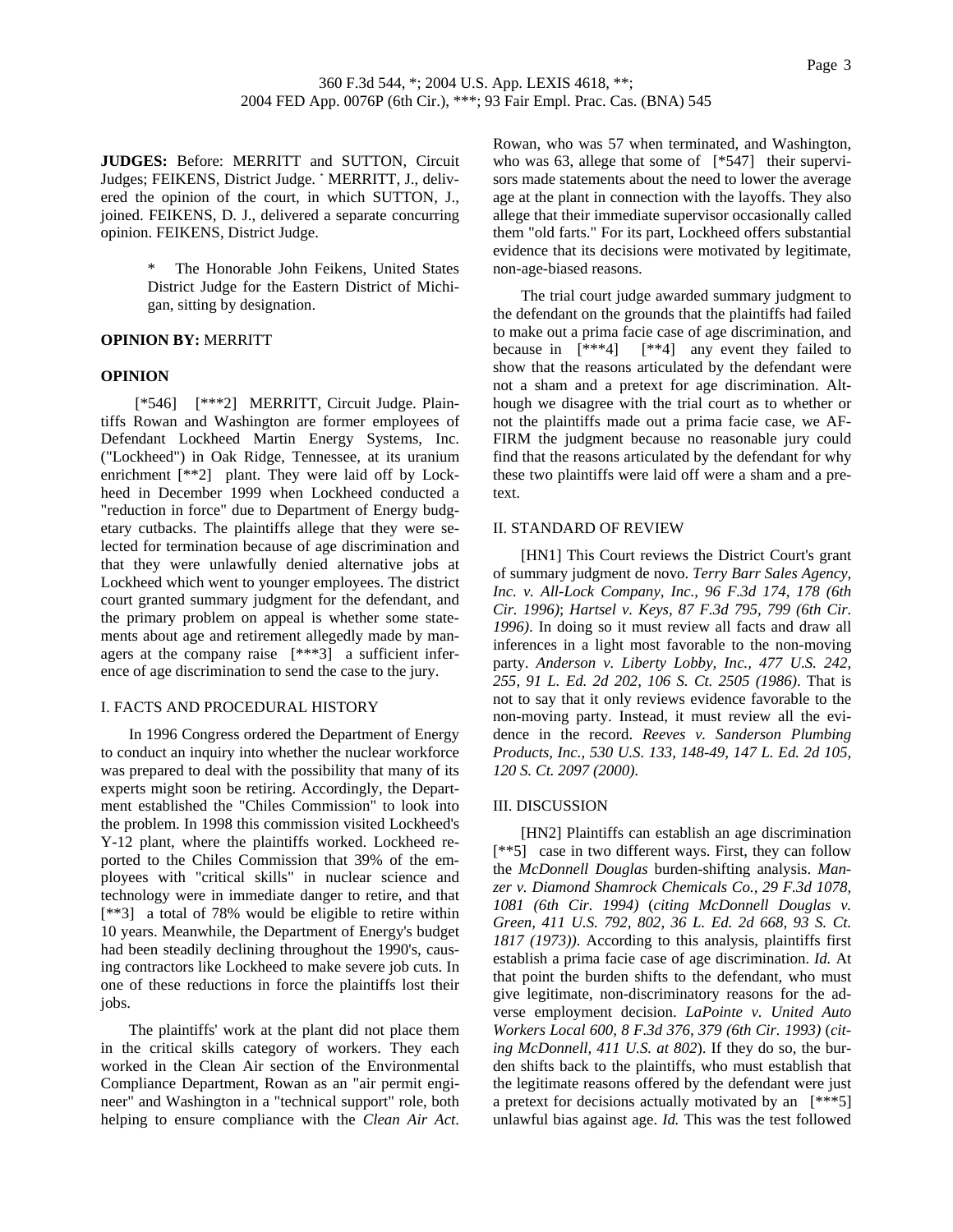**JUDGES:** Before: MERRITT and SUTTON, Circuit Judges; FEIKENS, District Judge. * MERRITT, J., delivered the opinion of the court, in which SUTTON, J., joined. FEIKENS, D. J., delivered a separate concurring opinion. FEIKENS, District Judge.

> * The Honorable John Feikens, United States District Judge for the Eastern District of Michigan, sitting by designation.

**OPINION BY:** MERRITT

**OPINION**

[*546] [***2] MERRITT, Circuit Judge. Plaintiffs Rowan and Washington are former employees of Defendant Lockheed Martin Energy Systems, Inc. ("Lockheed") in Oak Ridge, Tennessee, at its uranium enrichment [**2] plant. They were laid off by Lockheed in December 1999 when Lockheed conducted a "reduction in force" due to Department of Energy budgetary cutbacks. The plaintiffs allege that they were selected for termination because of age discrimination and that they were unlawfully denied alternative jobs at Lockheed which went to younger employees. The district court granted summary judgment for the defendant, and the primary problem on appeal is whether some statements about age and retirement allegedly made by managers at the company raise [***3] a sufficient inference of age discrimination to send the case to the jury.

I. FACTS AND PROCEDURAL HISTORY

In 1996 Congress ordered the Department of Energy to conduct an inquiry into whether the nuclear workforce was prepared to deal with the possibility that many of its experts might soon be retiring. Accordingly, the Department established the "Chiles Commission" to look into the problem. In 1998 this commission visited Lockheed's Y-12 plant, where the plaintiffs worked. Lockheed reported to the Chiles Commission that 39% of the employees with "critical skills" in nuclear science and technology were in immediate danger to retire, and that [**3] a total of 78% would be eligible to retire within 10 years. Meanwhile, the Department of Energy's budget had been steadily declining throughout the 1990's, causing contractors like Lockheed to make severe job cuts. In one of these reductions in force the plaintiffs lost their jobs.

The plaintiffs' work at the plant did not place them in the critical skills category of workers. They each worked in the Clean Air section of the Environmental Compliance Department, Rowan as an "air permit engineer" and Washington in a "technical support" role, both helping to ensure compliance with the *Clean Air Act*. Rowan, who was 57 when terminated, and Washington, who was 63, allege that some of [*547] their supervisors made statements about the need to lower the average age at the plant in connection with the layoffs. They also allege that their immediate supervisor occasionally called them "old farts." For its part, Lockheed offers substantial evidence that its decisions were motivated by legitimate, non-age-biased reasons.

The trial court judge awarded summary judgment to the defendant on the grounds that the plaintiffs had failed to make out a prima facie case of age discrimination, and because in [***4] [**4] any event they failed to show that the reasons articulated by the defendant were not a sham and a pretext for age discrimination. Although we disagree with the trial court as to whether or not the plaintiffs made out a prima facie case, we AFFIRM the judgment because no reasonable jury could find that the reasons articulated by the defendant for why these two plaintiffs were laid off were a sham and a pretext.

II. STANDARD OF REVIEW

[HN1] This Court reviews the District Court's grant of summary judgment de novo. *Terry Barr Sales Agency, Inc. v. All-Lock Company, Inc., 96 F.3d 174, 178 (6th Cir. 1996)*; *Hartsel v. Keys, 87 F.3d 795, 799 (6th Cir. 1996)*. In doing so it must review all facts and draw all inferences in a light most favorable to the non-moving party. *Anderson v. Liberty Lobby, Inc., 477 U.S. 242, 255, 91 L. Ed. 2d 202, 106 S. Ct. 2505 (1986)*. That is not to say that it only reviews evidence favorable to the non-moving party. Instead, it must review all the evidence in the record. *Reeves v. Sanderson Plumbing Products, Inc., 530 U.S. 133, 148-49, 147 L. Ed. 2d 105, 120 S. Ct. 2097 (2000)*.

III. DISCUSSION

[HN2] Plaintiffs can establish an age discrimination [**5] case in two different ways. First, they can follow the *McDonnell Douglas* burden-shifting analysis. *Manzer v. Diamond Shamrock Chemicals Co., 29 F.3d 1078, 1081 (6th Cir. 1994)* (*citing McDonnell Douglas v. Green, 411 U.S. 792, 802, 36 L. Ed. 2d 668, 93 S. Ct. 1817 (1973)*). According to this analysis, plaintiffs first establish a prima facie case of age discrimination. *Id.* At that point the burden shifts to the defendant, who must give legitimate, non-discriminatory reasons for the adverse employment decision. *LaPointe v. United Auto Workers Local 600, 8 F.3d 376, 379 (6th Cir. 1993)* (*citing McDonnell, 411 U.S. at 802*). If they do so, the burden shifts back to the plaintiffs, who must establish that the legitimate reasons offered by the defendant were just a pretext for decisions actually motivated by an [***5] unlawful bias against age. *Id.* This was the test followed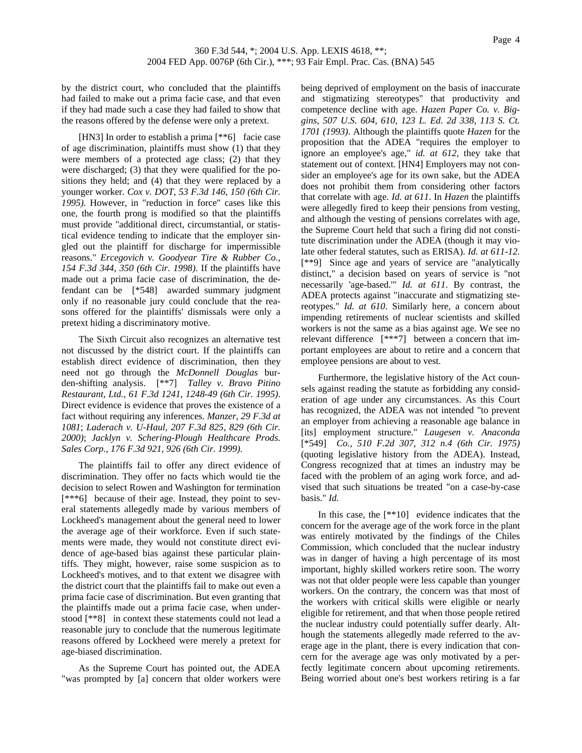by the district court, who concluded that the plaintiffs had failed to make out a prima facie case, and that even if they had made such a case they had failed to show that the reasons offered by the defense were only a pretext.

[HN3] In order to establish a prima [**6] facie case of age discrimination, plaintiffs must show (1) that they were members of a protected age class; (2) that they were discharged; (3) that they were qualified for the positions they held; and (4) that they were replaced by a younger worker. *Cox v. DOT, 53 F.3d 146, 150 (6th Cir. 1995)*. However, in "reduction in force" cases like this one, the fourth prong is modified so that the plaintiffs must provide "additional direct, circumstantial, or statistical evidence tending to indicate that the employer singled out the plaintiff for discharge for impermissible reasons." *Ercegovich v. Goodyear Tire & Rubber Co., 154 F.3d 344, 350 (6th Cir. 1998)*. If the plaintiffs have made out a prima facie case of discrimination, the defendant can be [*548] awarded summary judgment only if no reasonable jury could conclude that the reasons offered for the plaintiffs' dismissals were only a pretext hiding a discriminatory motive.

The Sixth Circuit also recognizes an alternative test not discussed by the district court. If the plaintiffs can establish direct evidence of discrimination, then they need not go through the *McDonnell Douglas* burden-shifting analysis. [**7] *Talley v. Bravo Pitino Restaurant, Ltd., 61 F.3d 1241, 1248-49 (6th Cir. 1995)*. Direct evidence is evidence that proves the existence of a fact without requiring any inferences. *Manzer, 29 F.3d at 1081*; *Laderach v. U-Haul, 207 F.3d 825, 829 (6th Cir. 2000)*; *Jacklyn v. Schering-Plough Healthcare Prods. Sales Corp., 176 F.3d 921, 926 (6th Cir. 1999)*.

The plaintiffs fail to offer any direct evidence of discrimination. They offer no facts which would tie the decision to select Rowen and Washington for termination [***6] because of their age. Instead, they point to several statements allegedly made by various members of Lockheed's management about the general need to lower the average age of their workforce. Even if such statements were made, they would not constitute direct evidence of age-based bias against these particular plaintiffs. They might, however, raise some suspicion as to Lockheed's motives, and to that extent we disagree with the district court that the plaintiffs fail to make out even a prima facie case of discrimination. But even granting that the plaintiffs made out a prima facie case, when understood [**8] in context these statements could not lead a reasonable jury to conclude that the numerous legitimate reasons offered by Lockheed were merely a pretext for age-biased discrimination.

As the Supreme Court has pointed out, the ADEA "was prompted by [a] concern that older workers were being deprived of employment on the basis of inaccurate and stigmatizing stereotypes" that productivity and competence decline with age. *Hazen Paper Co. v. Biggins, 507 U.S. 604, 610, 123 L. Ed. 2d 338, 113 S. Ct. 1701 (1993)*. Although the plaintiffs quote *Hazen* for the proposition that the ADEA "requires the employer to ignore an employee's age," *id. at 612*, they take that statement out of context. [HN4] Employers may not consider an employee's age for its own sake, but the ADEA does not prohibit them from considering other factors that correlate with age. *Id. at 611*. In *Hazen* the plaintiffs were allegedly fired to keep their pensions from vesting, and although the vesting of pensions correlates with age, the Supreme Court held that such a firing did not constitute discrimination under the ADEA (though it may violate other federal statutes, such as ERISA). *Id. at 611-12*. [**9] Since age and years of service are "analytically distinct," a decision based on years of service is "not necessarily 'age-based.'" *Id. at 611*. By contrast, the ADEA protects against "inaccurate and stigmatizing stereotypes." *Id. at 610*. Similarly here, a concern about impending retirements of nuclear scientists and skilled workers is not the same as a bias against age. We see no relevant difference [***7] between a concern that important employees are about to retire and a concern that employee pensions are about to vest.

Furthermore, the legislative history of the Act counsels against reading the statute as forbidding any consideration of age under any circumstances. As this Court has recognized, the ADEA was not intended "to prevent an employer from achieving a reasonable age balance in [its] employment structure." *Laugesen v. Anaconda* [*549] *Co., 510 F.2d 307, 312 n.4 (6th Cir. 1975)* (quoting legislative history from the ADEA). Instead, Congress recognized that at times an industry may be faced with the problem of an aging work force, and advised that such situations be treated "on a case-by-case basis." *Id.*

In this case, the [**10] evidence indicates that the concern for the average age of the work force in the plant was entirely motivated by the findings of the Chiles Commission, which concluded that the nuclear industry was in danger of having a high percentage of its most important, highly skilled workers retire soon. The worry was not that older people were less capable than younger workers. On the contrary, the concern was that most of the workers with critical skills were eligible or nearly eligible for retirement, and that when those people retired the nuclear industry could potentially suffer dearly. Although the statements allegedly made referred to the average age in the plant, there is every indication that concern for the average age was only motivated by a perfectly legitimate concern about upcoming retirements. Being worried about one's best workers retiring is a far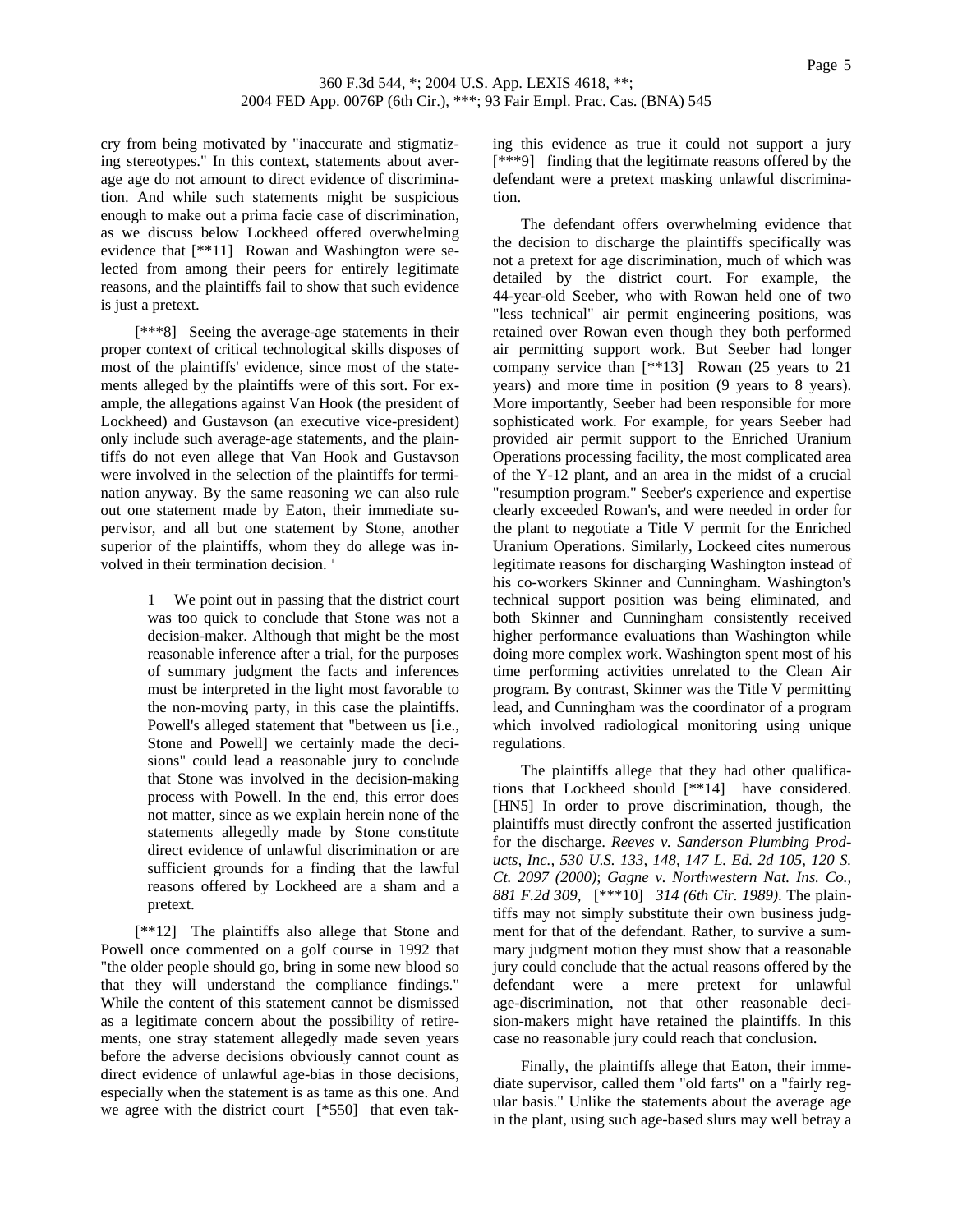cry from being motivated by "inaccurate and stigmatizing stereotypes." In this context, statements about average age do not amount to direct evidence of discrimination. And while such statements might be suspicious enough to make out a prima facie case of discrimination, as we discuss below Lockheed offered overwhelming evidence that [**11] Rowan and Washington were selected from among their peers for entirely legitimate reasons, and the plaintiffs fail to show that such evidence is just a pretext.

[***8] Seeing the average-age statements in their proper context of critical technological skills disposes of most of the plaintiffs' evidence, since most of the statements alleged by the plaintiffs were of this sort. For example, the allegations against Van Hook (the president of Lockheed) and Gustavson (an executive vice-president) only include such average-age statements, and the plaintiffs do not even allege that Van Hook and Gustavson were involved in the selection of the plaintiffs for termination anyway. By the same reasoning we can also rule out one statement made by Eaton, their immediate supervisor, and all but one statement by Stone, another superior of the plaintiffs, whom they do allege was involved in their termination decision. [1]

> 1 We point out in passing that the district court was too quick to conclude that Stone was not a decision-maker. Although that might be the most reasonable inference after a trial, for the purposes of summary judgment the facts and inferences must be interpreted in the light most favorable to the non-moving party, in this case the plaintiffs. Powell's alleged statement that "between us [i.e., Stone and Powell] we certainly made the decisions" could lead a reasonable jury to conclude that Stone was involved in the decision-making process with Powell. In the end, this error does not matter, since as we explain herein none of the statements allegedly made by Stone constitute direct evidence of unlawful discrimination or are sufficient grounds for a finding that the lawful reasons offered by Lockheed are a sham and a pretext.

[**12] The plaintiffs also allege that Stone and Powell once commented on a golf course in 1992 that "the older people should go, bring in some new blood so that they will understand the compliance findings." While the content of this statement cannot be dismissed as a legitimate concern about the possibility of retirements, one stray statement allegedly made seven years before the adverse decisions obviously cannot count as direct evidence of unlawful age-bias in those decisions, especially when the statement is as tame as this one. And we agree with the district court [*550] that even taking this evidence as true it could not support a jury [***9] finding that the legitimate reasons offered by the defendant were a pretext masking unlawful discrimination.

The defendant offers overwhelming evidence that the decision to discharge the plaintiffs specifically was not a pretext for age discrimination, much of which was detailed by the district court. For example, the 44-year-old Seeber, who with Rowan held one of two "less technical" air permit engineering positions, was retained over Rowan even though they both performed air permitting support work. But Seeber had longer company service than [**13] Rowan (25 years to 21 years) and more time in position (9 years to 8 years). More importantly, Seeber had been responsible for more sophisticated work. For example, for years Seeber had provided air permit support to the Enriched Uranium Operations processing facility, the most complicated area of the Y-12 plant, and an area in the midst of a crucial "resumption program." Seeber's experience and expertise clearly exceeded Rowan's, and were needed in order for the plant to negotiate a Title V permit for the Enriched Uranium Operations. Similarly, Lockeed cites numerous legitimate reasons for discharging Washington instead of his co-workers Skinner and Cunningham. Washington's technical support position was being eliminated, and both Skinner and Cunningham consistently received higher performance evaluations than Washington while doing more complex work. Washington spent most of his time performing activities unrelated to the Clean Air program. By contrast, Skinner was the Title V permitting lead, and Cunningham was the coordinator of a program which involved radiological monitoring using unique regulations.

The plaintiffs allege that they had other qualifications that Lockheed should [**14] have considered. [HN5] In order to prove discrimination, though, the plaintiffs must directly confront the asserted justification for the discharge. *Reeves v. Sanderson Plumbing Products, Inc., 530 U.S. 133, 148, 147 L. Ed. 2d 105, 120 S. Ct. 2097 (2000)*; *Gagne v. Northwestern Nat. Ins. Co., 881 F.2d 309,* [***10] *314 (6th Cir. 1989)*. The plaintiffs may not simply substitute their own business judgment for that of the defendant. Rather, to survive a summary judgment motion they must show that a reasonable jury could conclude that the actual reasons offered by the defendant were a mere pretext for unlawful age-discrimination, not that other reasonable decision-makers might have retained the plaintiffs. In this case no reasonable jury could reach that conclusion.

Finally, the plaintiffs allege that Eaton, their immediate supervisor, called them "old farts" on a "fairly regular basis." Unlike the statements about the average age in the plant, using such age-based slurs may well betray a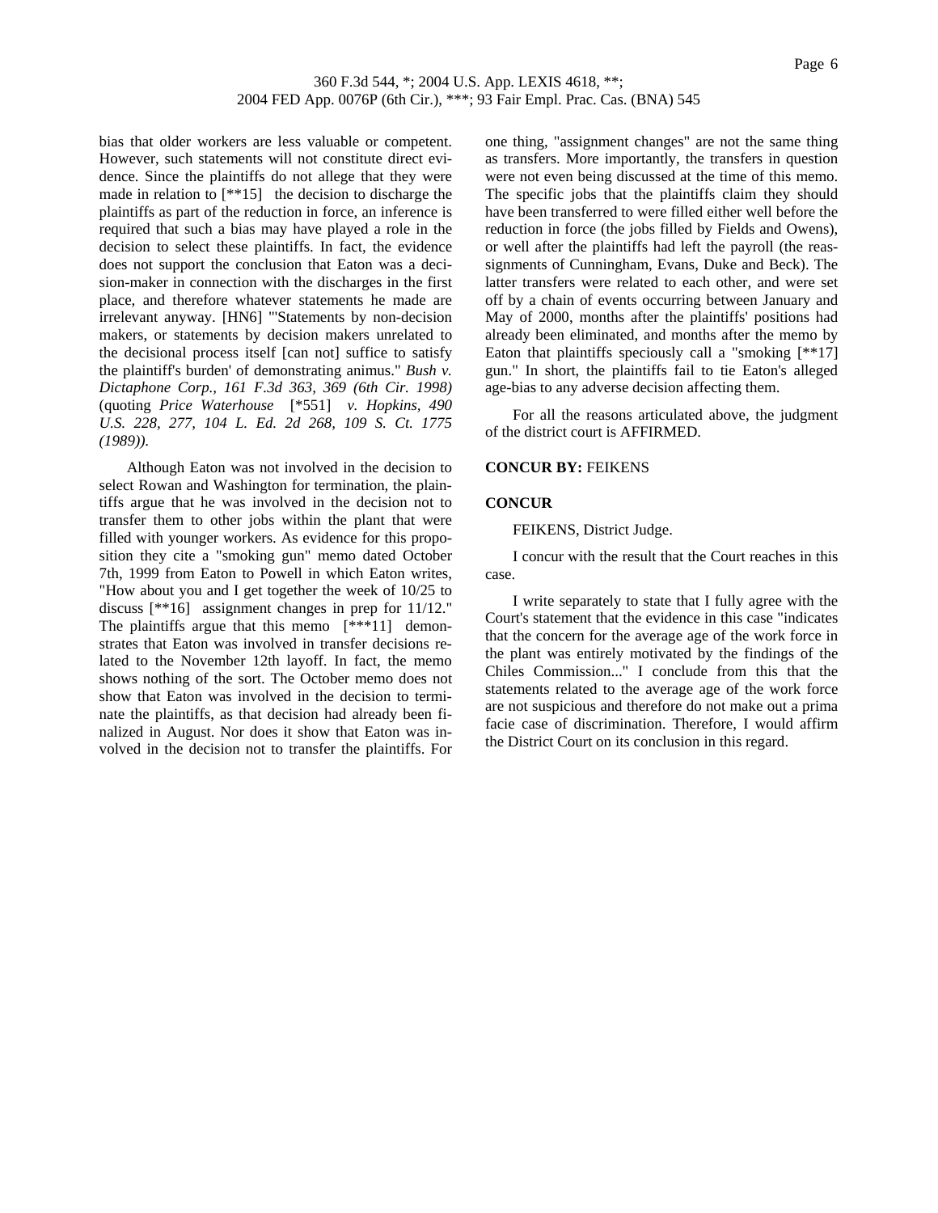bias that older workers are less valuable or competent. However, such statements will not constitute direct evidence. Since the plaintiffs do not allege that they were made in relation to [**15] the decision to discharge the plaintiffs as part of the reduction in force, an inference is required that such a bias may have played a role in the decision to select these plaintiffs. In fact, the evidence does not support the conclusion that Eaton was a decision-maker in connection with the discharges in the first place, and therefore whatever statements he made are irrelevant anyway. [HN6] "'Statements by non-decision makers, or statements by decision makers unrelated to the decisional process itself [can not] suffice to satisfy the plaintiff's burden' of demonstrating animus." *Bush v. Dictaphone Corp., 161 F.3d 363, 369 (6th Cir. 1998)* (quoting *Price Waterhouse* [*551] *v. Hopkins, 490 U.S. 228, 277, 104 L. Ed. 2d 268, 109 S. Ct. 1775 (1989)).*

Although Eaton was not involved in the decision to select Rowan and Washington for termination, the plaintiffs argue that he was involved in the decision not to transfer them to other jobs within the plant that were filled with younger workers. As evidence for this proposition they cite a "smoking gun" memo dated October 7th, 1999 from Eaton to Powell in which Eaton writes, "How about you and I get together the week of 10/25 to discuss [**16] assignment changes in prep for 11/12." The plaintiffs argue that this memo [***11] demonstrates that Eaton was involved in transfer decisions related to the November 12th layoff. In fact, the memo shows nothing of the sort. The October memo does not show that Eaton was involved in the decision to terminate the plaintiffs, as that decision had already been finalized in August. Nor does it show that Eaton was involved in the decision not to transfer the plaintiffs. For one thing, "assignment changes" are not the same thing as transfers. More importantly, the transfers in question were not even being discussed at the time of this memo. The specific jobs that the plaintiffs claim they should have been transferred to were filled either well before the reduction in force (the jobs filled by Fields and Owens), or well after the plaintiffs had left the payroll (the reassignments of Cunningham, Evans, Duke and Beck). The latter transfers were related to each other, and were set off by a chain of events occurring between January and May of 2000, months after the plaintiffs' positions had already been eliminated, and months after the memo by Eaton that plaintiffs speciously call a "smoking [**17] gun." In short, the plaintiffs fail to tie Eaton's alleged age-bias to any adverse decision affecting them.

For all the reasons articulated above, the judgment of the district court is AFFIRMED.

**CONCUR BY:** FEIKENS

**CONCUR**

FEIKENS, District Judge.

I concur with the result that the Court reaches in this case.

I write separately to state that I fully agree with the Court's statement that the evidence in this case "indicates that the concern for the average age of the work force in the plant was entirely motivated by the findings of the Chiles Commission..." I conclude from this that the statements related to the average age of the work force are not suspicious and therefore do not make out a prima facie case of discrimination. Therefore, I would affirm the District Court on its conclusion in this regard.